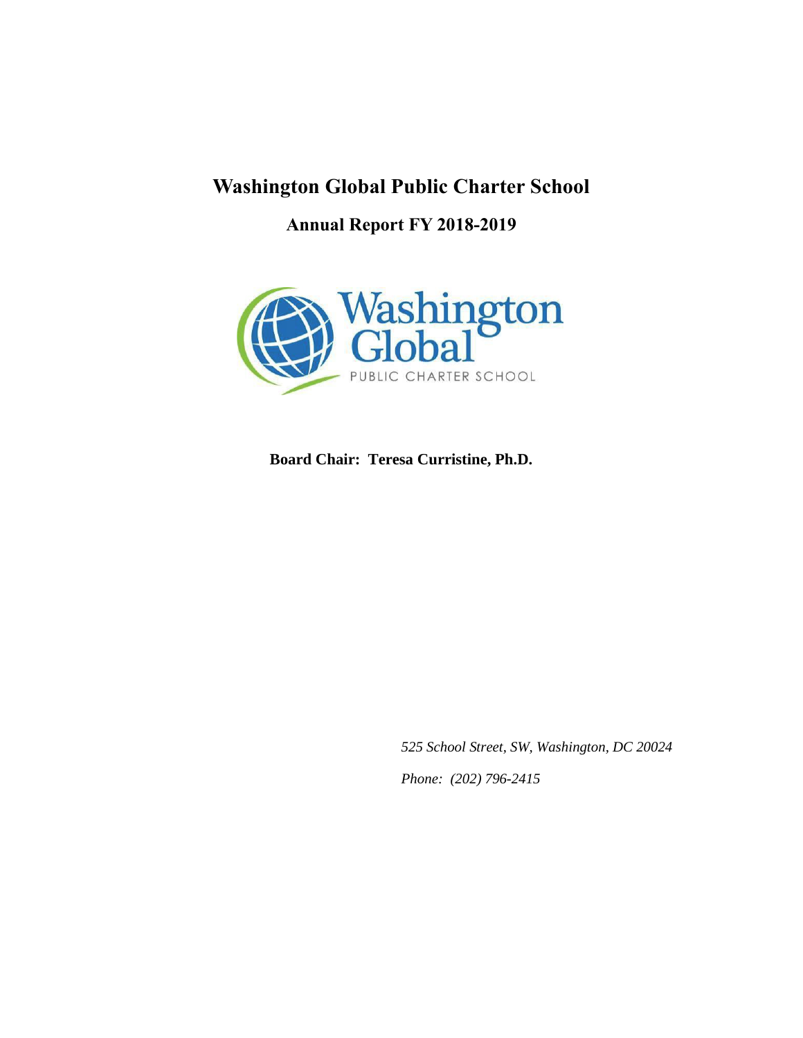# Washington Global Public Charter School

## Annual Report FY 2018-2019

**Board Chair: Teresa Curristine, Ph.D.**

*525 School Street, SW, Washington, DC 20024*

*Phone: (202) 796-2415*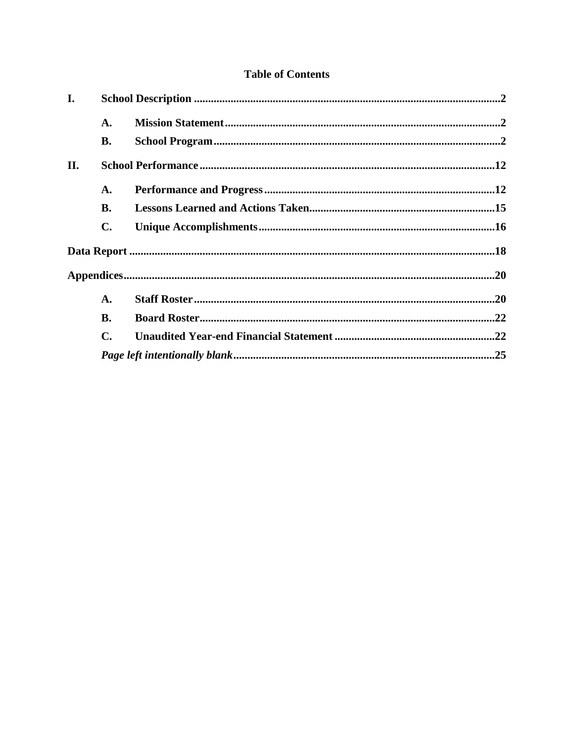# Table of Contents

**I. School Description** .....2

- **A. Mission Statement** .....2
- **B. School Program** .....2

**II. School Performance** .....12

- **A. Performance and Progress** .....12
- **B. Lessons Learned and Actions Taken** .....15
- **C. Unique Accomplishments** .....16

**Data Report** .....18

**Appendices** .....20

- **A. Staff Roster** .....20
- **B. Board Roster** .....22
- **C. Unaudited Year-end Financial Statement** .....22
- ***Page left intentionally blank*** .....25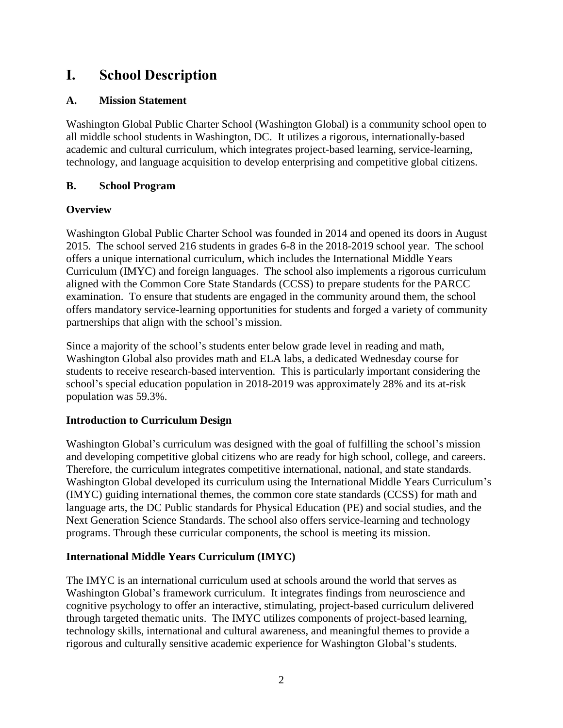# I. School Description

## A. Mission Statement

Washington Global Public Charter School (Washington Global) is a community school open to all middle school students in Washington, DC. It utilizes a rigorous, internationally-based academic and cultural curriculum, which integrates project-based learning, service-learning, technology, and language acquisition to develop enterprising and competitive global citizens.

## B. School Program

### Overview

Washington Global Public Charter School was founded in 2014 and opened its doors in August 2015. The school served 216 students in grades 6-8 in the 2018-2019 school year. The school offers a unique international curriculum, which includes the International Middle Years Curriculum (IMYC) and foreign languages. The school also implements a rigorous curriculum aligned with the Common Core State Standards (CCSS) to prepare students for the PARCC examination. To ensure that students are engaged in the community around them, the school offers mandatory service-learning opportunities for students and forged a variety of community partnerships that align with the school's mission.

Since a majority of the school's students enter below grade level in reading and math, Washington Global also provides math and ELA labs, a dedicated Wednesday course for students to receive research-based intervention. This is particularly important considering the school's special education population in 2018-2019 was approximately 28% and its at-risk population was 59.3%.

### Introduction to Curriculum Design

Washington Global's curriculum was designed with the goal of fulfilling the school's mission and developing competitive global citizens who are ready for high school, college, and careers. Therefore, the curriculum integrates competitive international, national, and state standards. Washington Global developed its curriculum using the International Middle Years Curriculum's (IMYC) guiding international themes, the common core state standards (CCSS) for math and language arts, the DC Public standards for Physical Education (PE) and social studies, and the Next Generation Science Standards. The school also offers service-learning and technology programs. Through these curricular components, the school is meeting its mission.

### International Middle Years Curriculum (IMYC)

The IMYC is an international curriculum used at schools around the world that serves as Washington Global's framework curriculum. It integrates findings from neuroscience and cognitive psychology to offer an interactive, stimulating, project-based curriculum delivered through targeted thematic units. The IMYC utilizes components of project-based learning, technology skills, international and cultural awareness, and meaningful themes to provide a rigorous and culturally sensitive academic experience for Washington Global's students.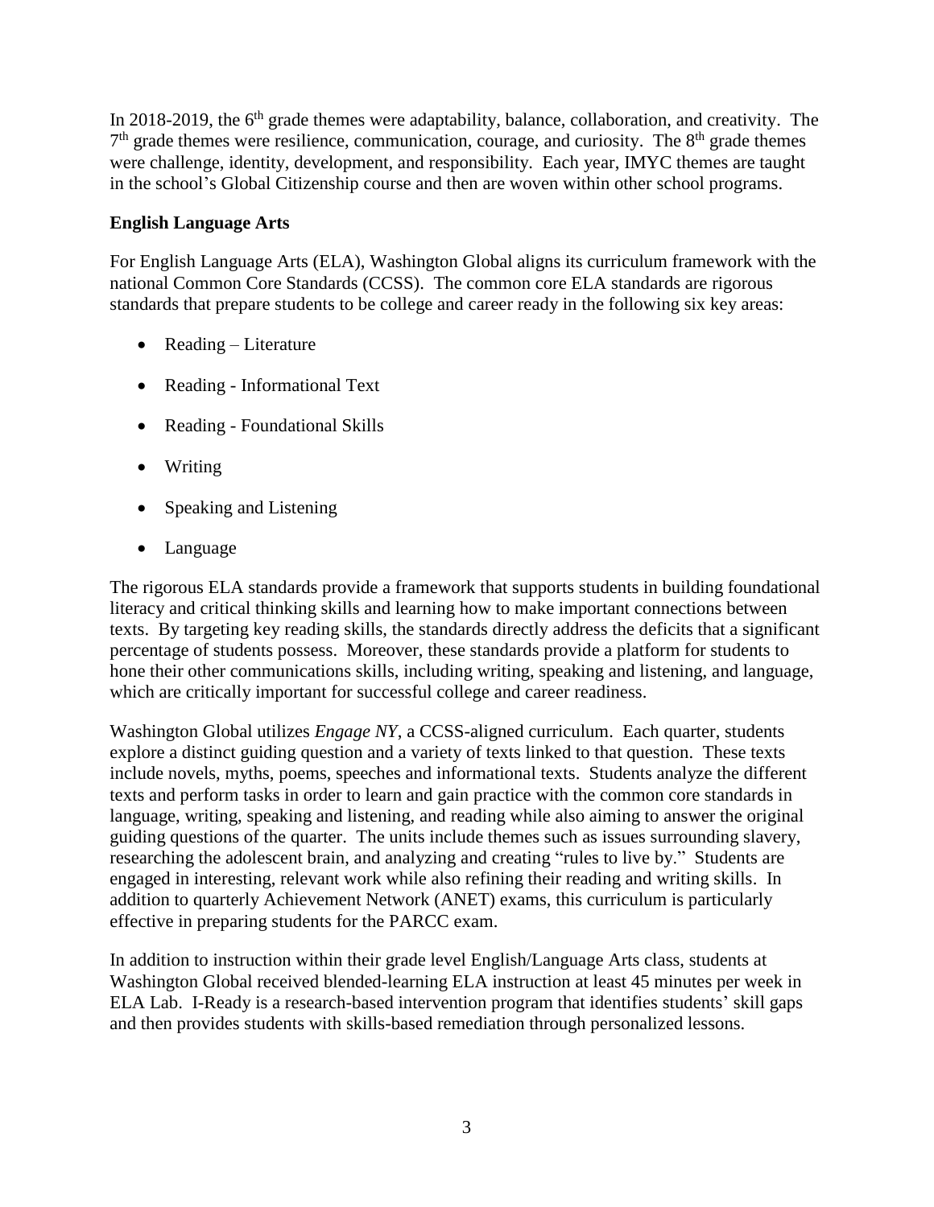In 2018-2019, the 6th grade themes were adaptability, balance, collaboration, and creativity. The 7th grade themes were resilience, communication, courage, and curiosity. The 8th grade themes were challenge, identity, development, and responsibility. Each year, IMYC themes are taught in the school's Global Citizenship course and then are woven within other school programs.

**English Language Arts**

For English Language Arts (ELA), Washington Global aligns its curriculum framework with the national Common Core Standards (CCSS). The common core ELA standards are rigorous standards that prepare students to be college and career ready in the following six key areas:

- Reading – Literature
- Reading - Informational Text
- Reading - Foundational Skills
- Writing
- Speaking and Listening
- Language

The rigorous ELA standards provide a framework that supports students in building foundational literacy and critical thinking skills and learning how to make important connections between texts. By targeting key reading skills, the standards directly address the deficits that a significant percentage of students possess. Moreover, these standards provide a platform for students to hone their other communications skills, including writing, speaking and listening, and language, which are critically important for successful college and career readiness.

Washington Global utilizes *Engage NY*, a CCSS-aligned curriculum. Each quarter, students explore a distinct guiding question and a variety of texts linked to that question. These texts include novels, myths, poems, speeches and informational texts. Students analyze the different texts and perform tasks in order to learn and gain practice with the common core standards in language, writing, speaking and listening, and reading while also aiming to answer the original guiding questions of the quarter. The units include themes such as issues surrounding slavery, researching the adolescent brain, and analyzing and creating "rules to live by." Students are engaged in interesting, relevant work while also refining their reading and writing skills. In addition to quarterly Achievement Network (ANET) exams, this curriculum is particularly effective in preparing students for the PARCC exam.

In addition to instruction within their grade level English/Language Arts class, students at Washington Global received blended-learning ELA instruction at least 45 minutes per week in ELA Lab. I-Ready is a research-based intervention program that identifies students' skill gaps and then provides students with skills-based remediation through personalized lessons.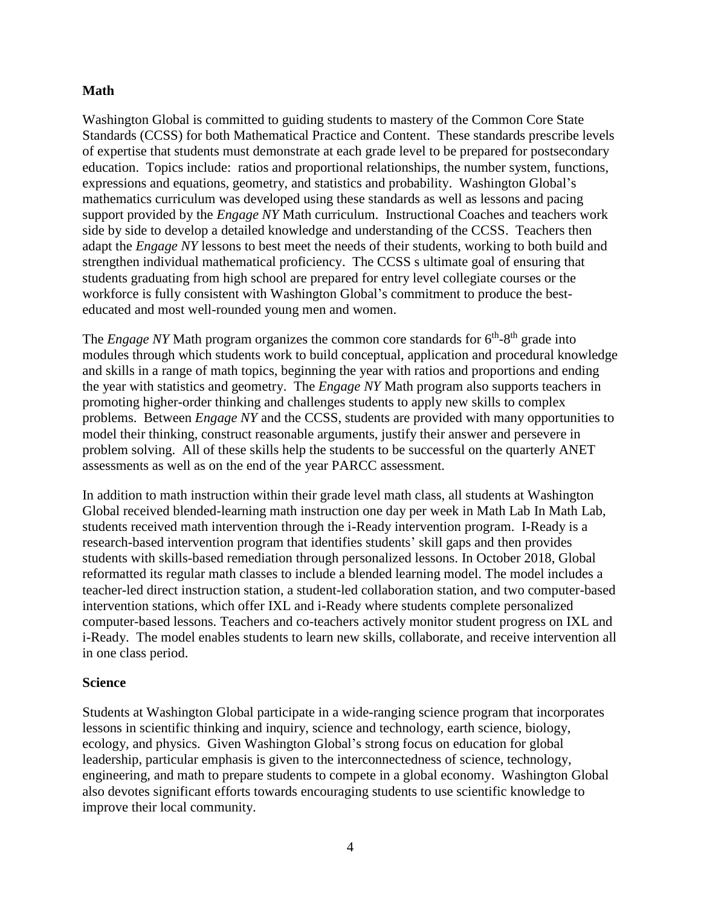**Math**

Washington Global is committed to guiding students to mastery of the Common Core State Standards (CCSS) for both Mathematical Practice and Content. These standards prescribe levels of expertise that students must demonstrate at each grade level to be prepared for postsecondary education. Topics include: ratios and proportional relationships, the number system, functions, expressions and equations, geometry, and statistics and probability. Washington Global's mathematics curriculum was developed using these standards as well as lessons and pacing support provided by the *Engage NY* Math curriculum. Instructional Coaches and teachers work side by side to develop a detailed knowledge and understanding of the CCSS. Teachers then adapt the *Engage NY* lessons to best meet the needs of their students, working to both build and strengthen individual mathematical proficiency. The CCSS s ultimate goal of ensuring that students graduating from high school are prepared for entry level collegiate courses or the workforce is fully consistent with Washington Global's commitment to produce the best-educated and most well-rounded young men and women.

The *Engage NY* Math program organizes the common core standards for 6th-8th grade into modules through which students work to build conceptual, application and procedural knowledge and skills in a range of math topics, beginning the year with ratios and proportions and ending the year with statistics and geometry. The *Engage NY* Math program also supports teachers in promoting higher-order thinking and challenges students to apply new skills to complex problems. Between *Engage NY* and the CCSS, students are provided with many opportunities to model their thinking, construct reasonable arguments, justify their answer and persevere in problem solving. All of these skills help the students to be successful on the quarterly ANET assessments as well as on the end of the year PARCC assessment.

In addition to math instruction within their grade level math class, all students at Washington Global received blended-learning math instruction one day per week in Math Lab In Math Lab, students received math intervention through the i-Ready intervention program. I-Ready is a research-based intervention program that identifies students' skill gaps and then provides students with skills-based remediation through personalized lessons. In October 2018, Global reformatted its regular math classes to include a blended learning model. The model includes a teacher-led direct instruction station, a student-led collaboration station, and two computer-based intervention stations, which offer IXL and i-Ready where students complete personalized computer-based lessons. Teachers and co-teachers actively monitor student progress on IXL and i-Ready. The model enables students to learn new skills, collaborate, and receive intervention all in one class period.

**Science**

Students at Washington Global participate in a wide-ranging science program that incorporates lessons in scientific thinking and inquiry, science and technology, earth science, biology, ecology, and physics. Given Washington Global's strong focus on education for global leadership, particular emphasis is given to the interconnectedness of science, technology, engineering, and math to prepare students to compete in a global economy. Washington Global also devotes significant efforts towards encouraging students to use scientific knowledge to improve their local community.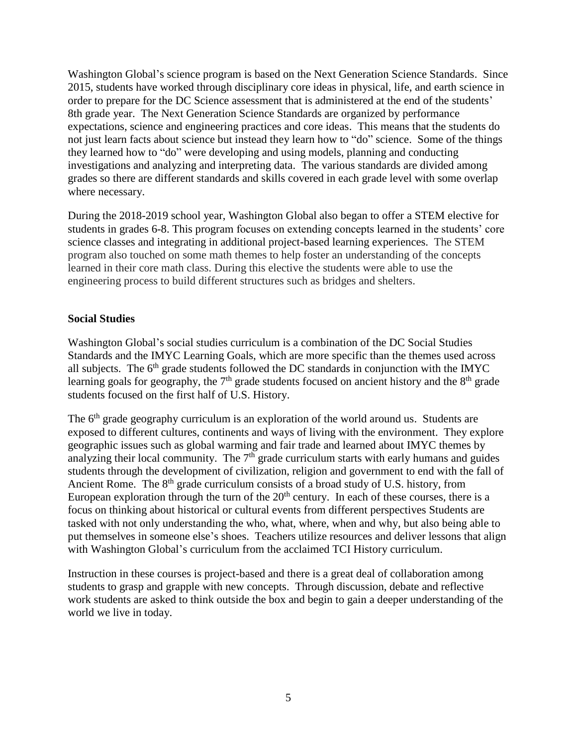Washington Global's science program is based on the Next Generation Science Standards. Since 2015, students have worked through disciplinary core ideas in physical, life, and earth science in order to prepare for the DC Science assessment that is administered at the end of the students' 8th grade year. The Next Generation Science Standards are organized by performance expectations, science and engineering practices and core ideas. This means that the students do not just learn facts about science but instead they learn how to "do" science. Some of the things they learned how to "do" were developing and using models, planning and conducting investigations and analyzing and interpreting data. The various standards are divided among grades so there are different standards and skills covered in each grade level with some overlap where necessary.

During the 2018-2019 school year, Washington Global also began to offer a STEM elective for students in grades 6-8. This program focuses on extending concepts learned in the students' core science classes and integrating in additional project-based learning experiences. The STEM program also touched on some math themes to help foster an understanding of the concepts learned in their core math class. During this elective the students were able to use the engineering process to build different structures such as bridges and shelters.

**Social Studies**

Washington Global's social studies curriculum is a combination of the DC Social Studies Standards and the IMYC Learning Goals, which are more specific than the themes used across all subjects. The 6th grade students followed the DC standards in conjunction with the IMYC learning goals for geography, the 7th grade students focused on ancient history and the 8th grade students focused on the first half of U.S. History.

The 6th grade geography curriculum is an exploration of the world around us. Students are exposed to different cultures, continents and ways of living with the environment. They explore geographic issues such as global warming and fair trade and learned about IMYC themes by analyzing their local community. The 7th grade curriculum starts with early humans and guides students through the development of civilization, religion and government to end with the fall of Ancient Rome. The 8th grade curriculum consists of a broad study of U.S. history, from European exploration through the turn of the 20th century. In each of these courses, there is a focus on thinking about historical or cultural events from different perspectives Students are tasked with not only understanding the who, what, where, when and why, but also being able to put themselves in someone else's shoes. Teachers utilize resources and deliver lessons that align with Washington Global's curriculum from the acclaimed TCI History curriculum.

Instruction in these courses is project-based and there is a great deal of collaboration among students to grasp and grapple with new concepts. Through discussion, debate and reflective work students are asked to think outside the box and begin to gain a deeper understanding of the world we live in today.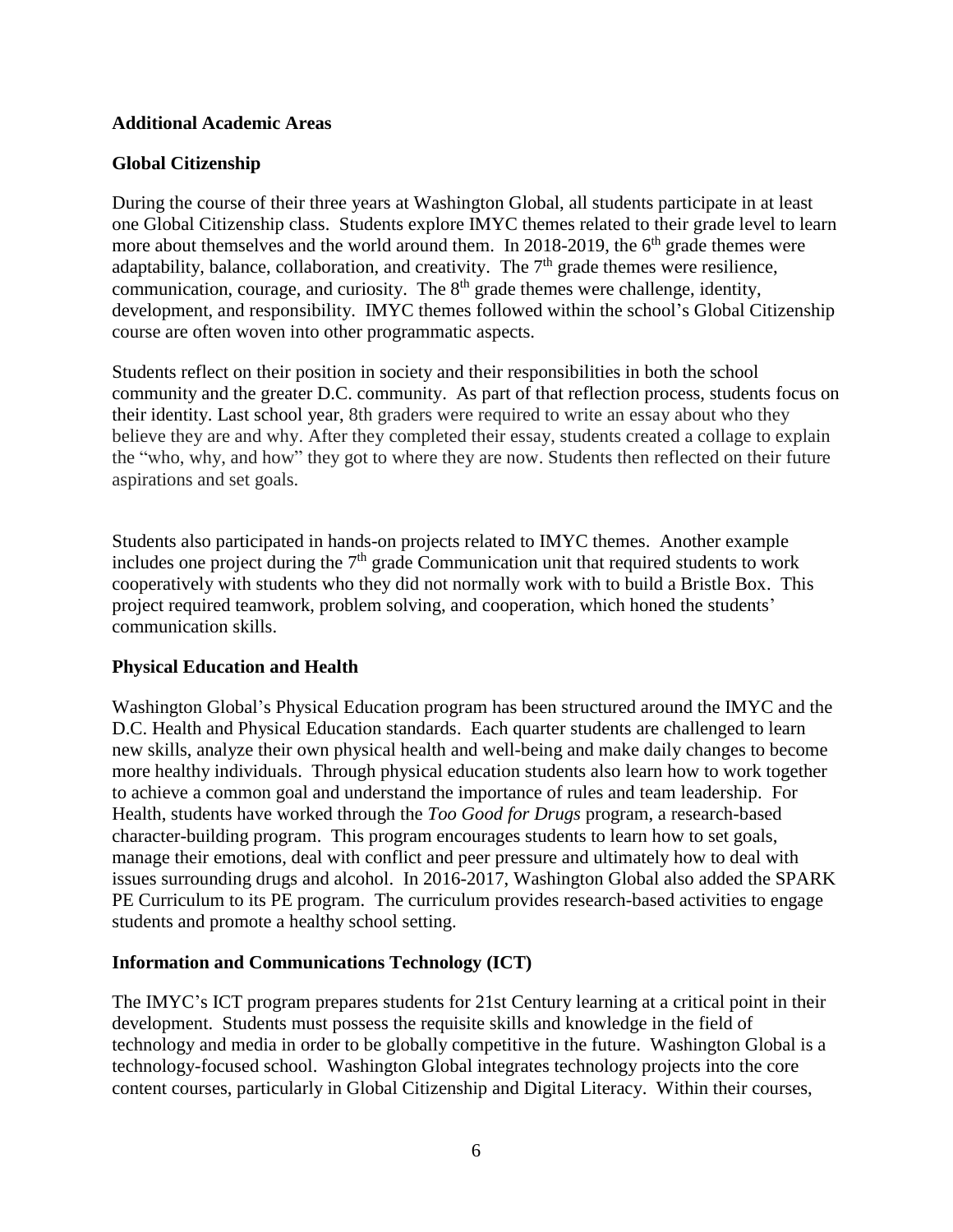### Additional Academic Areas

### Global Citizenship

During the course of their three years at Washington Global, all students participate in at least one Global Citizenship class. Students explore IMYC themes related to their grade level to learn more about themselves and the world around them. In 2018-2019, the 6th grade themes were adaptability, balance, collaboration, and creativity. The 7th grade themes were resilience, communication, courage, and curiosity. The 8th grade themes were challenge, identity, development, and responsibility. IMYC themes followed within the school's Global Citizenship course are often woven into other programmatic aspects.

Students reflect on their position in society and their responsibilities in both the school community and the greater D.C. community. As part of that reflection process, students focus on their identity. Last school year, 8th graders were required to write an essay about who they believe they are and why. After they completed their essay, students created a collage to explain the "who, why, and how" they got to where they are now. Students then reflected on their future aspirations and set goals.

Students also participated in hands-on projects related to IMYC themes. Another example includes one project during the 7th grade Communication unit that required students to work cooperatively with students who they did not normally work with to build a Bristle Box. This project required teamwork, problem solving, and cooperation, which honed the students' communication skills.

### Physical Education and Health

Washington Global's Physical Education program has been structured around the IMYC and the D.C. Health and Physical Education standards. Each quarter students are challenged to learn new skills, analyze their own physical health and well-being and make daily changes to become more healthy individuals. Through physical education students also learn how to work together to achieve a common goal and understand the importance of rules and team leadership. For Health, students have worked through the *Too Good for Drugs* program, a research-based character-building program. This program encourages students to learn how to set goals, manage their emotions, deal with conflict and peer pressure and ultimately how to deal with issues surrounding drugs and alcohol. In 2016-2017, Washington Global also added the SPARK PE Curriculum to its PE program. The curriculum provides research-based activities to engage students and promote a healthy school setting.

### Information and Communications Technology (ICT)

The IMYC's ICT program prepares students for 21st Century learning at a critical point in their development. Students must possess the requisite skills and knowledge in the field of technology and media in order to be globally competitive in the future. Washington Global is a technology-focused school. Washington Global integrates technology projects into the core content courses, particularly in Global Citizenship and Digital Literacy. Within their courses,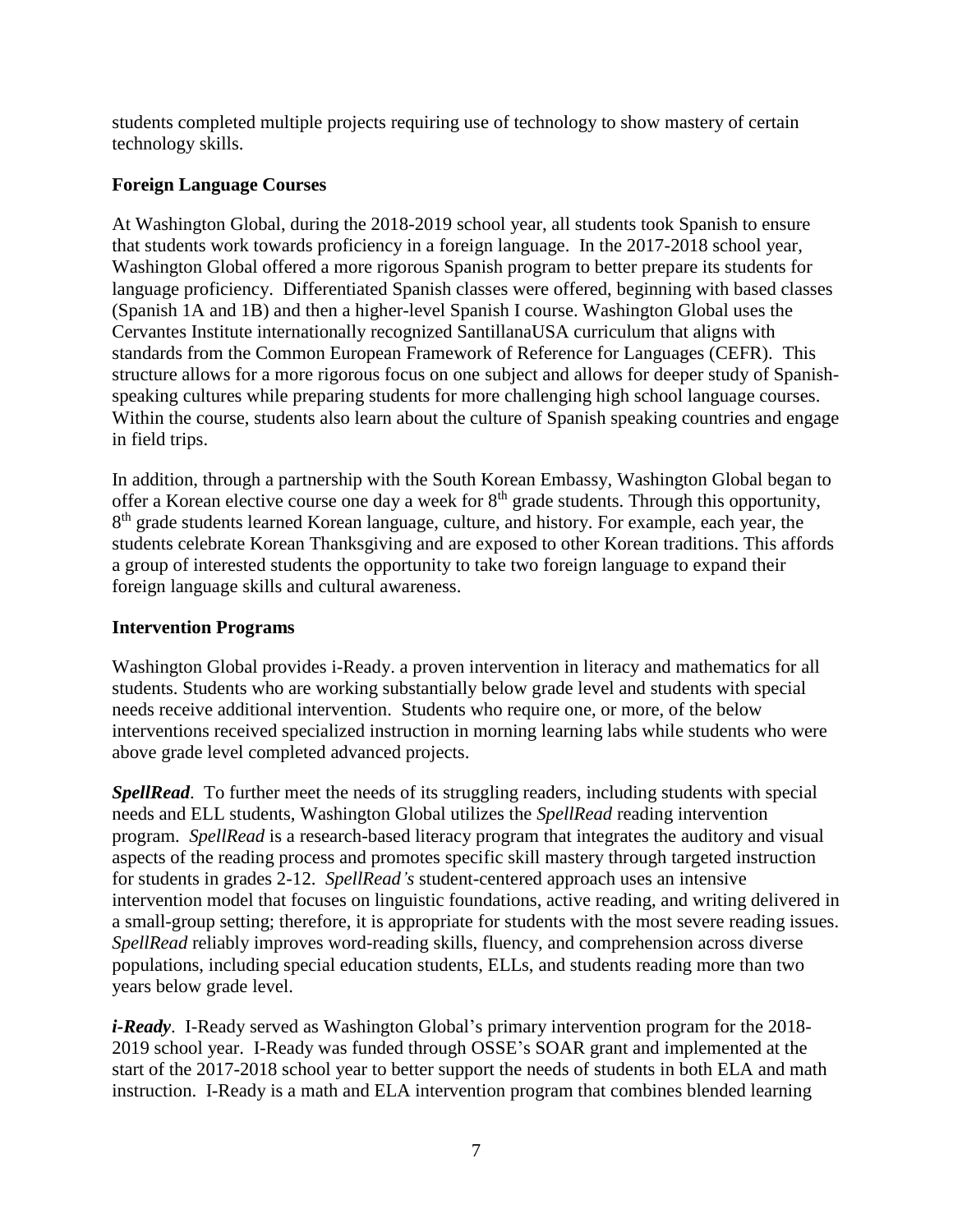students completed multiple projects requiring use of technology to show mastery of certain technology skills.

### Foreign Language Courses

At Washington Global, during the 2018-2019 school year, all students took Spanish to ensure that students work towards proficiency in a foreign language. In the 2017-2018 school year, Washington Global offered a more rigorous Spanish program to better prepare its students for language proficiency. Differentiated Spanish classes were offered, beginning with based classes (Spanish 1A and 1B) and then a higher-level Spanish I course. Washington Global uses the Cervantes Institute internationally recognized SantillanaUSA curriculum that aligns with standards from the Common European Framework of Reference for Languages (CEFR). This structure allows for a more rigorous focus on one subject and allows for deeper study of Spanish-speaking cultures while preparing students for more challenging high school language courses. Within the course, students also learn about the culture of Spanish speaking countries and engage in field trips.

In addition, through a partnership with the South Korean Embassy, Washington Global began to offer a Korean elective course one day a week for 8th grade students. Through this opportunity, 8th grade students learned Korean language, culture, and history. For example, each year, the students celebrate Korean Thanksgiving and are exposed to other Korean traditions. This affords a group of interested students the opportunity to take two foreign language to expand their foreign language skills and cultural awareness.

### Intervention Programs

Washington Global provides i-Ready. a proven intervention in literacy and mathematics for all students. Students who are working substantially below grade level and students with special needs receive additional intervention. Students who require one, or more, of the below interventions received specialized instruction in morning learning labs while students who were above grade level completed advanced projects.

***SpellRead***. To further meet the needs of its struggling readers, including students with special needs and ELL students, Washington Global utilizes the *SpellRead* reading intervention program. *SpellRead* is a research-based literacy program that integrates the auditory and visual aspects of the reading process and promotes specific skill mastery through targeted instruction for students in grades 2-12. *SpellRead's* student-centered approach uses an intensive intervention model that focuses on linguistic foundations, active reading, and writing delivered in a small-group setting; therefore, it is appropriate for students with the most severe reading issues. *SpellRead* reliably improves word-reading skills, fluency, and comprehension across diverse populations, including special education students, ELLs, and students reading more than two years below grade level.

***i-Ready***. I-Ready served as Washington Global's primary intervention program for the 2018-2019 school year. I-Ready was funded through OSSE's SOAR grant and implemented at the start of the 2017-2018 school year to better support the needs of students in both ELA and math instruction. I-Ready is a math and ELA intervention program that combines blended learning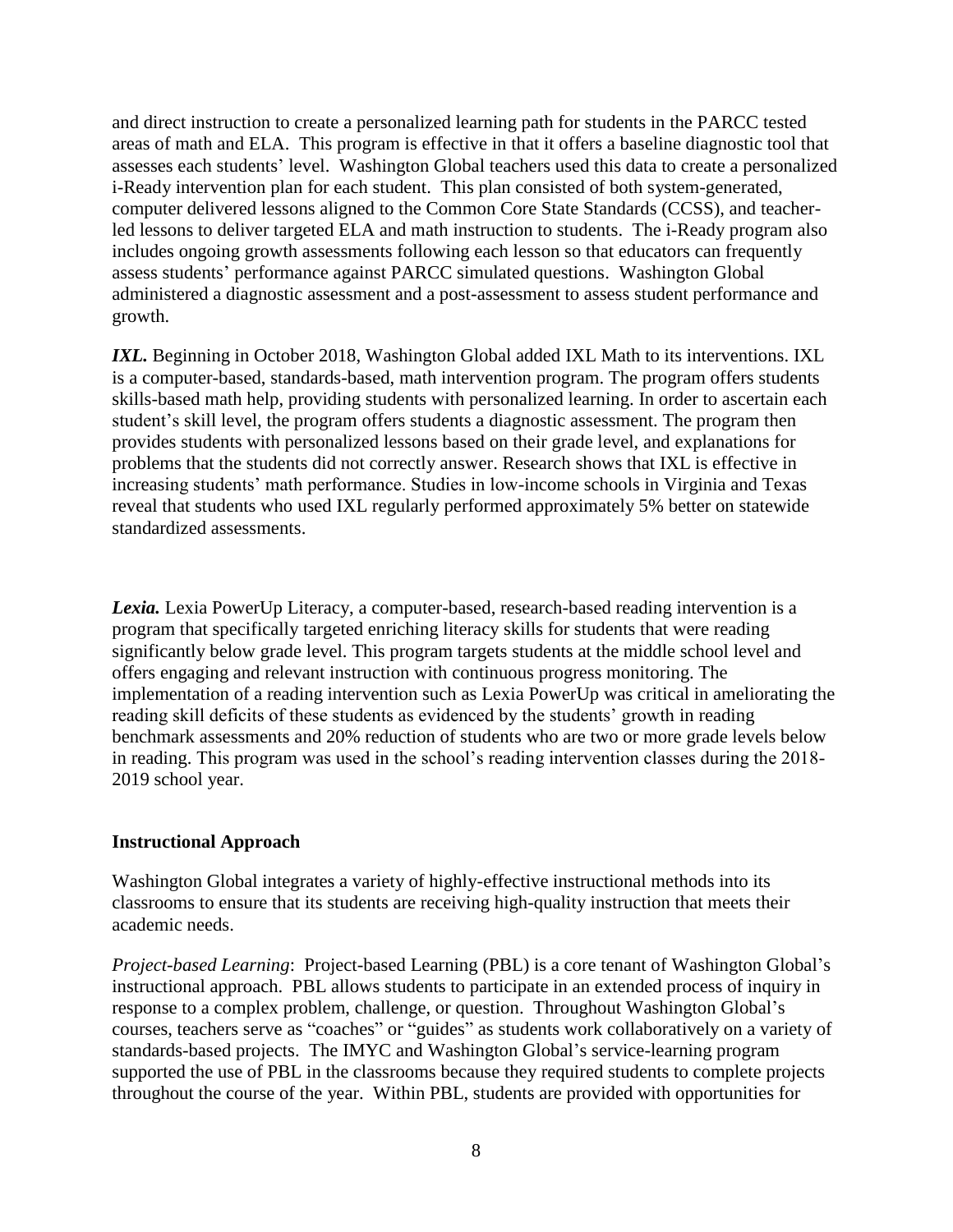and direct instruction to create a personalized learning path for students in the PARCC tested areas of math and ELA. This program is effective in that it offers a baseline diagnostic tool that assesses each students' level. Washington Global teachers used this data to create a personalized i-Ready intervention plan for each student. This plan consisted of both system-generated, computer delivered lessons aligned to the Common Core State Standards (CCSS), and teacher-led lessons to deliver targeted ELA and math instruction to students. The i-Ready program also includes ongoing growth assessments following each lesson so that educators can frequently assess students' performance against PARCC simulated questions. Washington Global administered a diagnostic assessment and a post-assessment to assess student performance and growth.

***IXL.*** Beginning in October 2018, Washington Global added IXL Math to its interventions. IXL is a computer-based, standards-based, math intervention program. The program offers students skills-based math help, providing students with personalized learning. In order to ascertain each student's skill level, the program offers students a diagnostic assessment. The program then provides students with personalized lessons based on their grade level, and explanations for problems that the students did not correctly answer. Research shows that IXL is effective in increasing students' math performance. Studies in low-income schools in Virginia and Texas reveal that students who used IXL regularly performed approximately 5% better on statewide standardized assessments.

***Lexia.*** Lexia PowerUp Literacy, a computer-based, research-based reading intervention is a program that specifically targeted enriching literacy skills for students that were reading significantly below grade level. This program targets students at the middle school level and offers engaging and relevant instruction with continuous progress monitoring. The implementation of a reading intervention such as Lexia PowerUp was critical in ameliorating the reading skill deficits of these students as evidenced by the students' growth in reading benchmark assessments and 20% reduction of students who are two or more grade levels below in reading. This program was used in the school's reading intervention classes during the 2018-2019 school year.

**Instructional Approach**

Washington Global integrates a variety of highly-effective instructional methods into its classrooms to ensure that its students are receiving high-quality instruction that meets their academic needs.

*Project-based Learning*: Project-based Learning (PBL) is a core tenant of Washington Global's instructional approach. PBL allows students to participate in an extended process of inquiry in response to a complex problem, challenge, or question. Throughout Washington Global's courses, teachers serve as "coaches" or "guides" as students work collaboratively on a variety of standards-based projects. The IMYC and Washington Global's service-learning program supported the use of PBL in the classrooms because they required students to complete projects throughout the course of the year. Within PBL, students are provided with opportunities for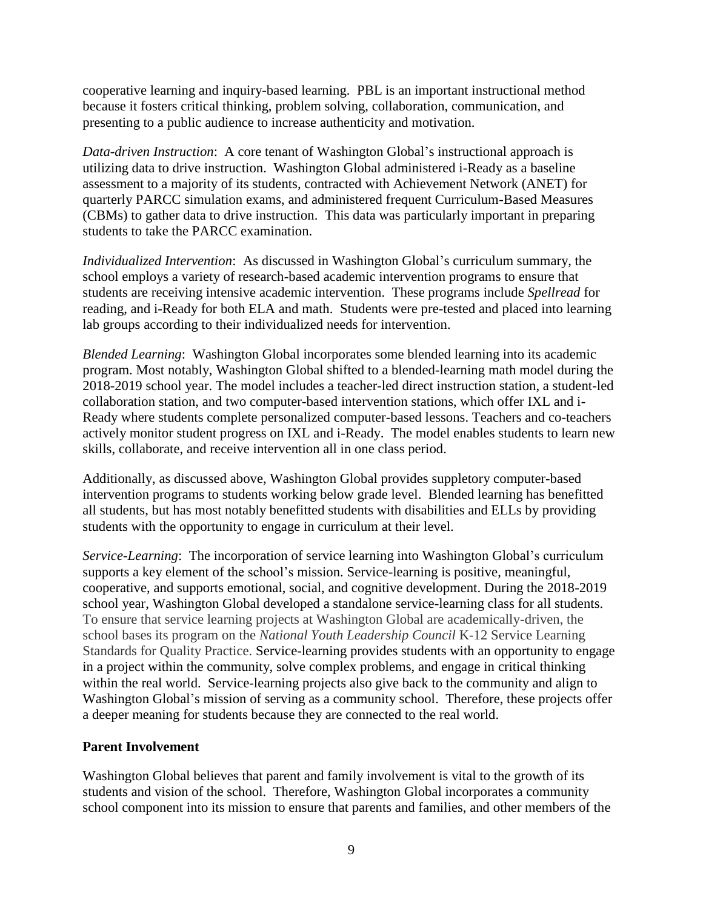cooperative learning and inquiry-based learning. PBL is an important instructional method because it fosters critical thinking, problem solving, collaboration, communication, and presenting to a public audience to increase authenticity and motivation.

*Data-driven Instruction*: A core tenant of Washington Global's instructional approach is utilizing data to drive instruction. Washington Global administered i-Ready as a baseline assessment to a majority of its students, contracted with Achievement Network (ANET) for quarterly PARCC simulation exams, and administered frequent Curriculum-Based Measures (CBMs) to gather data to drive instruction. This data was particularly important in preparing students to take the PARCC examination.

*Individualized Intervention*: As discussed in Washington Global's curriculum summary, the school employs a variety of research-based academic intervention programs to ensure that students are receiving intensive academic intervention. These programs include *Spellread* for reading, and i-Ready for both ELA and math. Students were pre-tested and placed into learning lab groups according to their individualized needs for intervention.

*Blended Learning*: Washington Global incorporates some blended learning into its academic program. Most notably, Washington Global shifted to a blended-learning math model during the 2018-2019 school year. The model includes a teacher-led direct instruction station, a student-led collaboration station, and two computer-based intervention stations, which offer IXL and i-Ready where students complete personalized computer-based lessons. Teachers and co-teachers actively monitor student progress on IXL and i-Ready. The model enables students to learn new skills, collaborate, and receive intervention all in one class period.

Additionally, as discussed above, Washington Global provides suppletory computer-based intervention programs to students working below grade level. Blended learning has benefitted all students, but has most notably benefitted students with disabilities and ELLs by providing students with the opportunity to engage in curriculum at their level.

*Service-Learning*: The incorporation of service learning into Washington Global's curriculum supports a key element of the school's mission. Service-learning is positive, meaningful, cooperative, and supports emotional, social, and cognitive development. During the 2018-2019 school year, Washington Global developed a standalone service-learning class for all students. To ensure that service learning projects at Washington Global are academically-driven, the school bases its program on the *National Youth Leadership Council* K-12 Service Learning Standards for Quality Practice. Service-learning provides students with an opportunity to engage in a project within the community, solve complex problems, and engage in critical thinking within the real world. Service-learning projects also give back to the community and align to Washington Global's mission of serving as a community school. Therefore, these projects offer a deeper meaning for students because they are connected to the real world.

**Parent Involvement**

Washington Global believes that parent and family involvement is vital to the growth of its students and vision of the school. Therefore, Washington Global incorporates a community school component into its mission to ensure that parents and families, and other members of the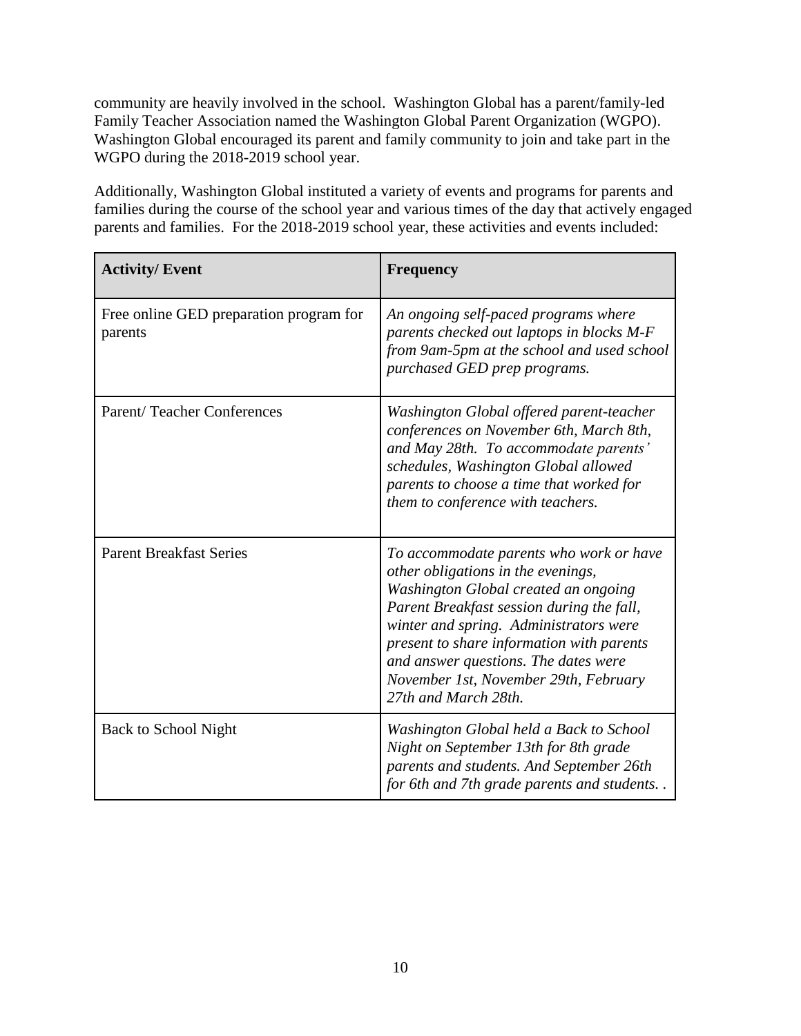community are heavily involved in the school. Washington Global has a parent/family-led Family Teacher Association named the Washington Global Parent Organization (WGPO). Washington Global encouraged its parent and family community to join and take part in the WGPO during the 2018-2019 school year.

Additionally, Washington Global instituted a variety of events and programs for parents and families during the course of the school year and various times of the day that actively engaged parents and families. For the 2018-2019 school year, these activities and events included:

| **Activity/ Event** | **Frequency** |
|---|---|
| Free online GED preparation program for parents | *An ongoing self-paced programs where parents checked out laptops in blocks M-F from 9am-5pm at the school and used school purchased GED prep programs.* |
| Parent/ Teacher Conferences | *Washington Global offered parent-teacher conferences on November 6th, March 8th, and May 28th. To accommodate parents' schedules, Washington Global allowed parents to choose a time that worked for them to conference with teachers.* |
| Parent Breakfast Series | *To accommodate parents who work or have other obligations in the evenings, Washington Global created an ongoing Parent Breakfast session during the fall, winter and spring. Administrators were present to share information with parents and answer questions. The dates were November 1st, November 29th, February 27th and March 28th.* |
| Back to School Night | *Washington Global held a Back to School Night on September 13th for 8th grade parents and students. And September 26th for 6th and 7th grade parents and students. .* |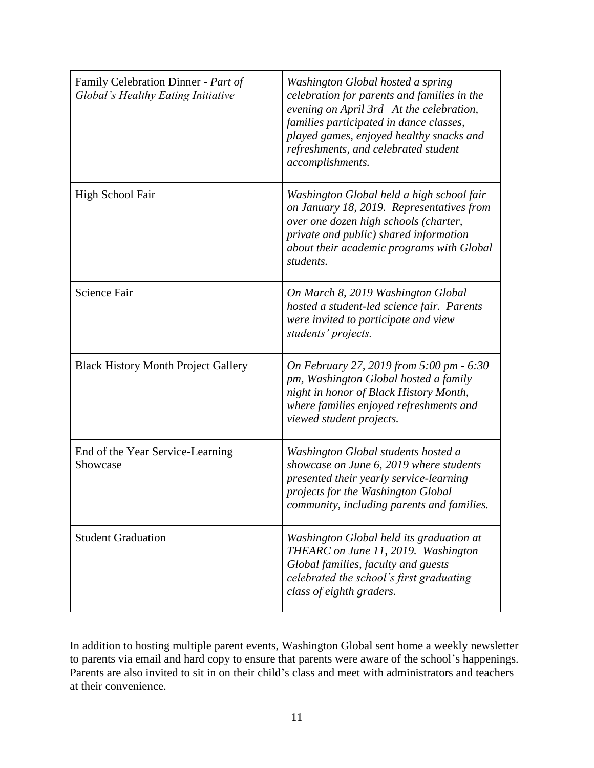| | |
|---|---|
| Family Celebration Dinner - *Part of Global's Healthy Eating Initiative* | *Washington Global hosted a spring celebration for parents and families in the evening on April 3rd   At the celebration, families participated in dance classes, played games, enjoyed healthy snacks and refreshments, and celebrated student accomplishments.* |
| High School Fair | *Washington Global held a high school fair on January 18, 2019.  Representatives from over one dozen high schools (charter, private and public) shared information about their academic programs with Global students.* |
| Science Fair | *On March 8, 2019 Washington Global hosted a student-led science fair.  Parents were invited to participate and view students' projects.* |
| Black History Month Project Gallery | *On February 27, 2019 from 5:00 pm - 6:30 pm, Washington Global hosted a family night in honor of Black History Month, where families enjoyed refreshments and viewed student projects.* |
| End of the Year Service-Learning Showcase | *Washington Global students hosted a showcase on June 6, 2019 where students presented their yearly service-learning projects for the Washington Global community, including parents and families.* |
| Student Graduation | *Washington Global held its graduation at THEARC on June 11, 2019.  Washington Global families, faculty and guests celebrated the school's first graduating class of eighth graders.* |

In addition to hosting multiple parent events, Washington Global sent home a weekly newsletter to parents via email and hard copy to ensure that parents were aware of the school's happenings. Parents are also invited to sit in on their child's class and meet with administrators and teachers at their convenience.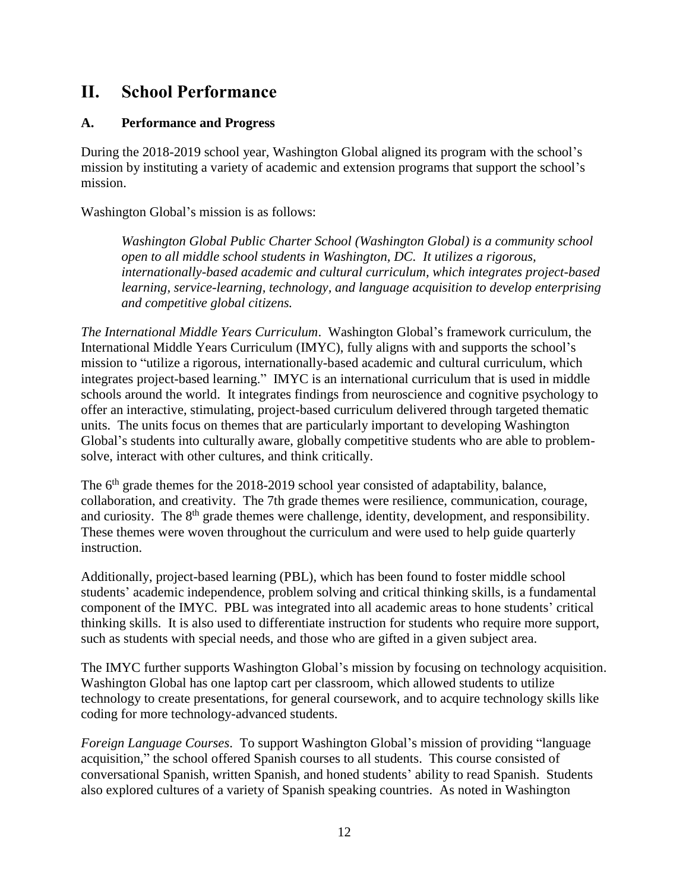# II. School Performance

## A. Performance and Progress

During the 2018-2019 school year, Washington Global aligned its program with the school's mission by instituting a variety of academic and extension programs that support the school's mission.

Washington Global's mission is as follows:

> *Washington Global Public Charter School (Washington Global) is a community school open to all middle school students in Washington, DC. It utilizes a rigorous, internationally-based academic and cultural curriculum, which integrates project-based learning, service-learning, technology, and language acquisition to develop enterprising and competitive global citizens.*

*The International Middle Years Curriculum*. Washington Global's framework curriculum, the International Middle Years Curriculum (IMYC), fully aligns with and supports the school's mission to "utilize a rigorous, internationally-based academic and cultural curriculum, which integrates project-based learning." IMYC is an international curriculum that is used in middle schools around the world. It integrates findings from neuroscience and cognitive psychology to offer an interactive, stimulating, project-based curriculum delivered through targeted thematic units. The units focus on themes that are particularly important to developing Washington Global's students into culturally aware, globally competitive students who are able to problem-solve, interact with other cultures, and think critically.

The 6th grade themes for the 2018-2019 school year consisted of adaptability, balance, collaboration, and creativity. The 7th grade themes were resilience, communication, courage, and curiosity. The 8th grade themes were challenge, identity, development, and responsibility. These themes were woven throughout the curriculum and were used to help guide quarterly instruction.

Additionally, project-based learning (PBL), which has been found to foster middle school students' academic independence, problem solving and critical thinking skills, is a fundamental component of the IMYC. PBL was integrated into all academic areas to hone students' critical thinking skills. It is also used to differentiate instruction for students who require more support, such as students with special needs, and those who are gifted in a given subject area.

The IMYC further supports Washington Global's mission by focusing on technology acquisition. Washington Global has one laptop cart per classroom, which allowed students to utilize technology to create presentations, for general coursework, and to acquire technology skills like coding for more technology-advanced students.

*Foreign Language Courses*. To support Washington Global's mission of providing "language acquisition," the school offered Spanish courses to all students. This course consisted of conversational Spanish, written Spanish, and honed students' ability to read Spanish. Students also explored cultures of a variety of Spanish speaking countries. As noted in Washington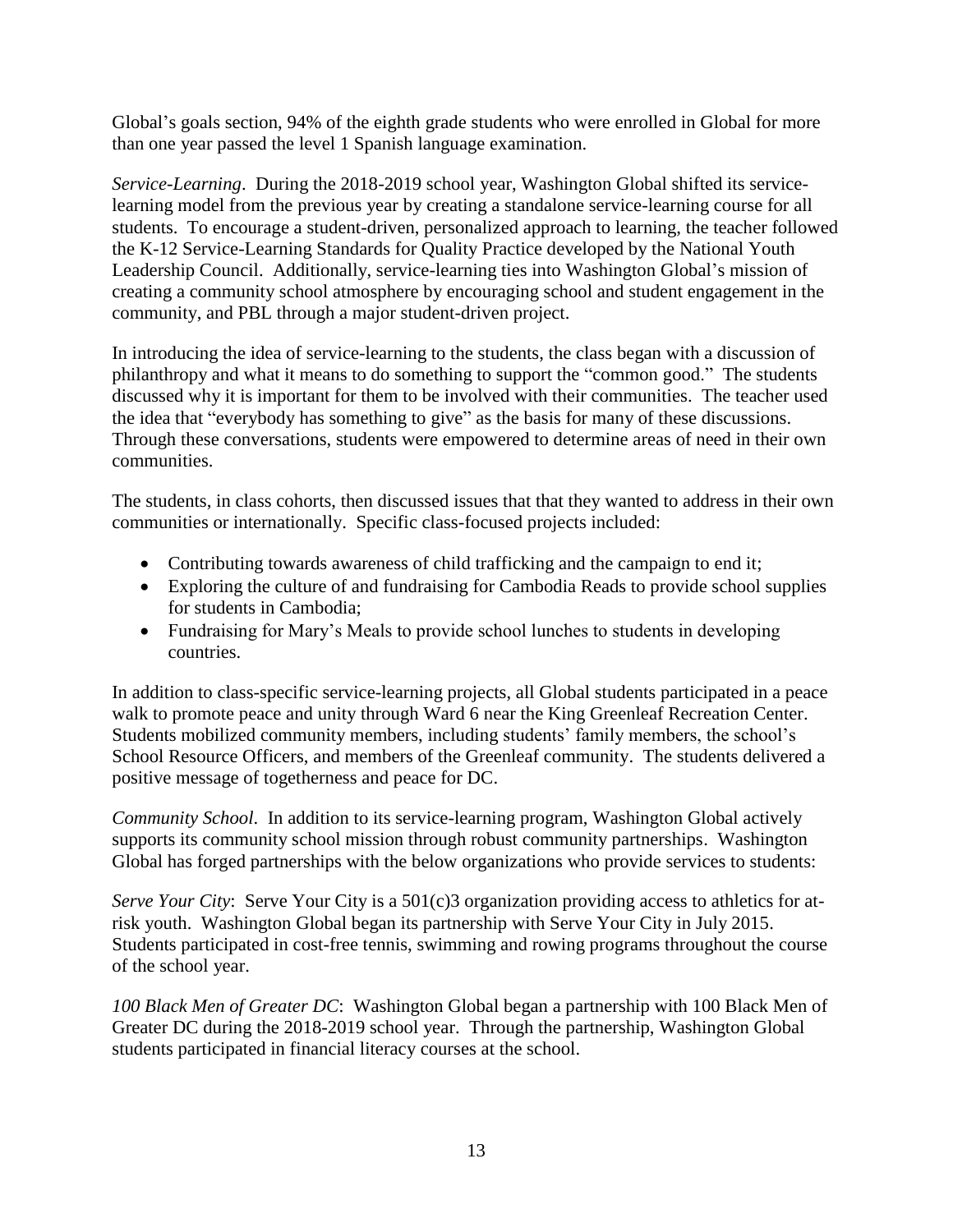Global's goals section, 94% of the eighth grade students who were enrolled in Global for more than one year passed the level 1 Spanish language examination.

*Service-Learning*. During the 2018-2019 school year, Washington Global shifted its service-learning model from the previous year by creating a standalone service-learning course for all students. To encourage a student-driven, personalized approach to learning, the teacher followed the K-12 Service-Learning Standards for Quality Practice developed by the National Youth Leadership Council. Additionally, service-learning ties into Washington Global's mission of creating a community school atmosphere by encouraging school and student engagement in the community, and PBL through a major student-driven project.

In introducing the idea of service-learning to the students, the class began with a discussion of philanthropy and what it means to do something to support the "common good." The students discussed why it is important for them to be involved with their communities. The teacher used the idea that "everybody has something to give" as the basis for many of these discussions. Through these conversations, students were empowered to determine areas of need in their own communities.

The students, in class cohorts, then discussed issues that that they wanted to address in their own communities or internationally. Specific class-focused projects included:

- Contributing towards awareness of child trafficking and the campaign to end it;
- Exploring the culture of and fundraising for Cambodia Reads to provide school supplies for students in Cambodia;
- Fundraising for Mary's Meals to provide school lunches to students in developing countries.

In addition to class-specific service-learning projects, all Global students participated in a peace walk to promote peace and unity through Ward 6 near the King Greenleaf Recreation Center. Students mobilized community members, including students' family members, the school's School Resource Officers, and members of the Greenleaf community. The students delivered a positive message of togetherness and peace for DC.

*Community School*. In addition to its service-learning program, Washington Global actively supports its community school mission through robust community partnerships. Washington Global has forged partnerships with the below organizations who provide services to students:

*Serve Your City*: Serve Your City is a 501(c)3 organization providing access to athletics for at-risk youth. Washington Global began its partnership with Serve Your City in July 2015. Students participated in cost-free tennis, swimming and rowing programs throughout the course of the school year.

*100 Black Men of Greater DC*: Washington Global began a partnership with 100 Black Men of Greater DC during the 2018-2019 school year. Through the partnership, Washington Global students participated in financial literacy courses at the school.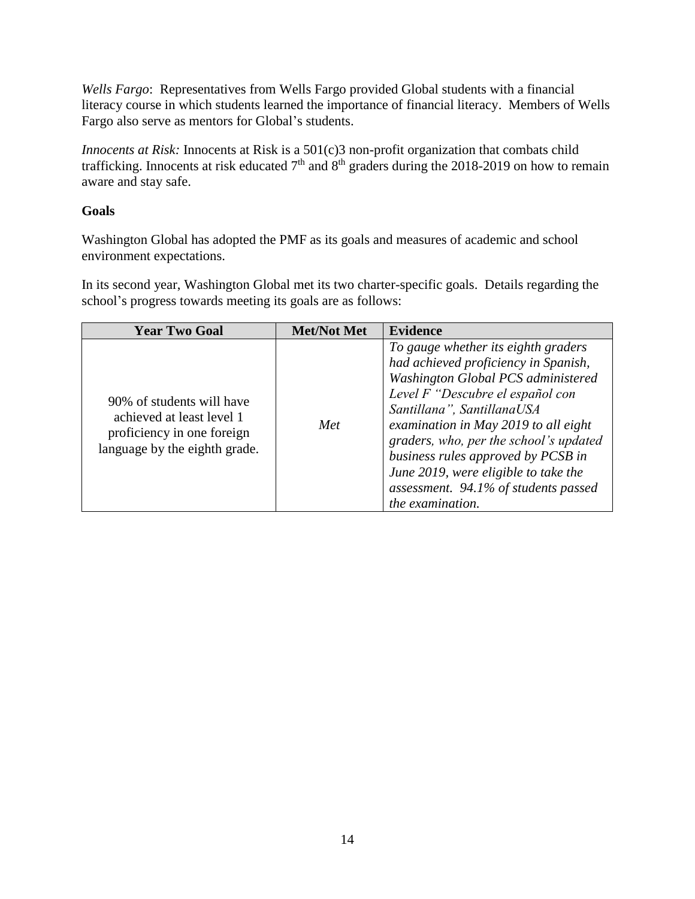*Wells Fargo*: Representatives from Wells Fargo provided Global students with a financial literacy course in which students learned the importance of financial literacy. Members of Wells Fargo also serve as mentors for Global's students.

*Innocents at Risk:* Innocents at Risk is a 501(c)3 non-profit organization that combats child trafficking. Innocents at risk educated 7th and 8th graders during the 2018-2019 on how to remain aware and stay safe.

**Goals**

Washington Global has adopted the PMF as its goals and measures of academic and school environment expectations.

In its second year, Washington Global met its two charter-specific goals. Details regarding the school's progress towards meeting its goals are as follows:

| Year Two Goal | Met/Not Met | Evidence |
|---|---|---|
| 90% of students will have achieved at least level 1 proficiency in one foreign language by the eighth grade. | *Met* | *To gauge whether its eighth graders had achieved proficiency in Spanish, Washington Global PCS administered Level F "Descubre el español con Santillana", SantillanaUSA examination in May 2019 to all eight graders, who, per the school's updated business rules approved by PCSB in June 2019, were eligible to take the assessment. 94.1% of students passed the examination.* |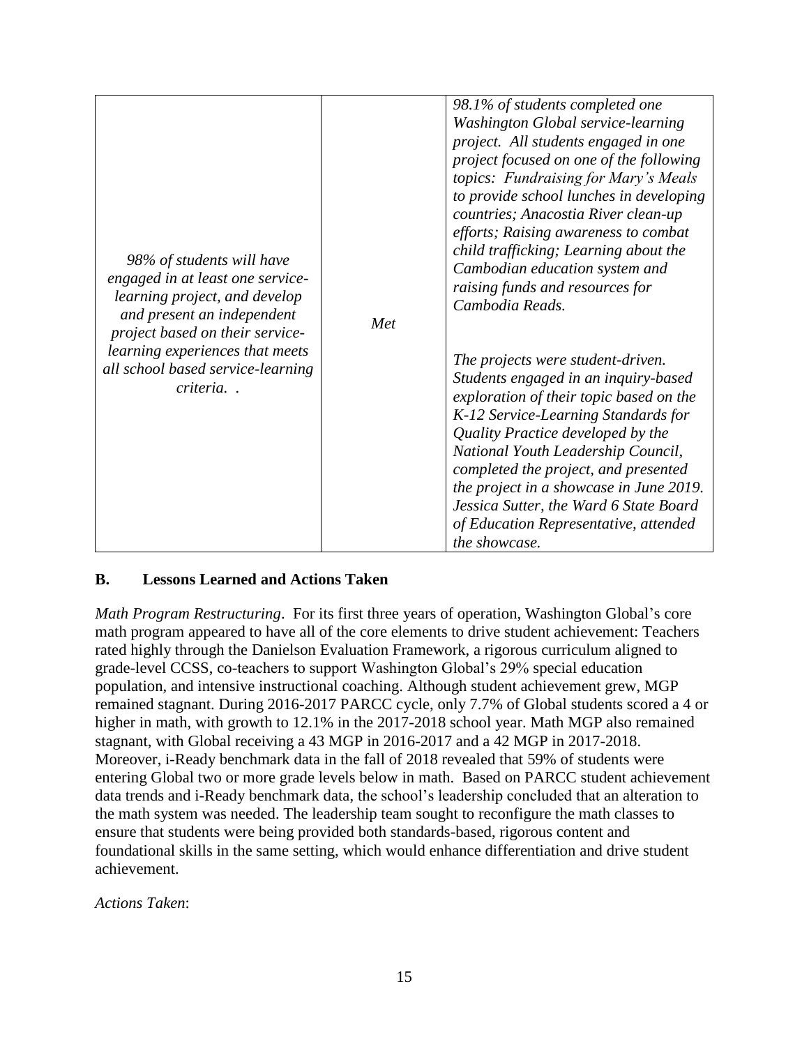| | | |
|---|---|---|
| *98% of students will have engaged in at least one service-learning project, and develop and present an independent project based on their service-learning experiences that meets all school based service-learning criteria. .* | *Met* | *98.1% of students completed one Washington Global service-learning project. All students engaged in one project focused on one of the following topics: Fundraising for Mary's Meals to provide school lunches in developing countries; Anacostia River clean-up efforts; Raising awareness to combat child trafficking; Learning about the Cambodian education system and raising funds and resources for Cambodia Reads.*<br><br>*The projects were student-driven. Students engaged in an inquiry-based exploration of their topic based on the K-12 Service-Learning Standards for Quality Practice developed by the National Youth Leadership Council, completed the project, and presented the project in a showcase in June 2019. Jessica Sutter, the Ward 6 State Board of Education Representative, attended the showcase.* |

## B. Lessons Learned and Actions Taken

*Math Program Restructuring*. For its first three years of operation, Washington Global's core math program appeared to have all of the core elements to drive student achievement: Teachers rated highly through the Danielson Evaluation Framework, a rigorous curriculum aligned to grade-level CCSS, co-teachers to support Washington Global's 29% special education population, and intensive instructional coaching. Although student achievement grew, MGP remained stagnant. During 2016-2017 PARCC cycle, only 7.7% of Global students scored a 4 or higher in math, with growth to 12.1% in the 2017-2018 school year. Math MGP also remained stagnant, with Global receiving a 43 MGP in 2016-2017 and a 42 MGP in 2017-2018. Moreover, i-Ready benchmark data in the fall of 2018 revealed that 59% of students were entering Global two or more grade levels below in math. Based on PARCC student achievement data trends and i-Ready benchmark data, the school's leadership concluded that an alteration to the math system was needed. The leadership team sought to reconfigure the math classes to ensure that students were being provided both standards-based, rigorous content and foundational skills in the same setting, which would enhance differentiation and drive student achievement.

*Actions Taken*: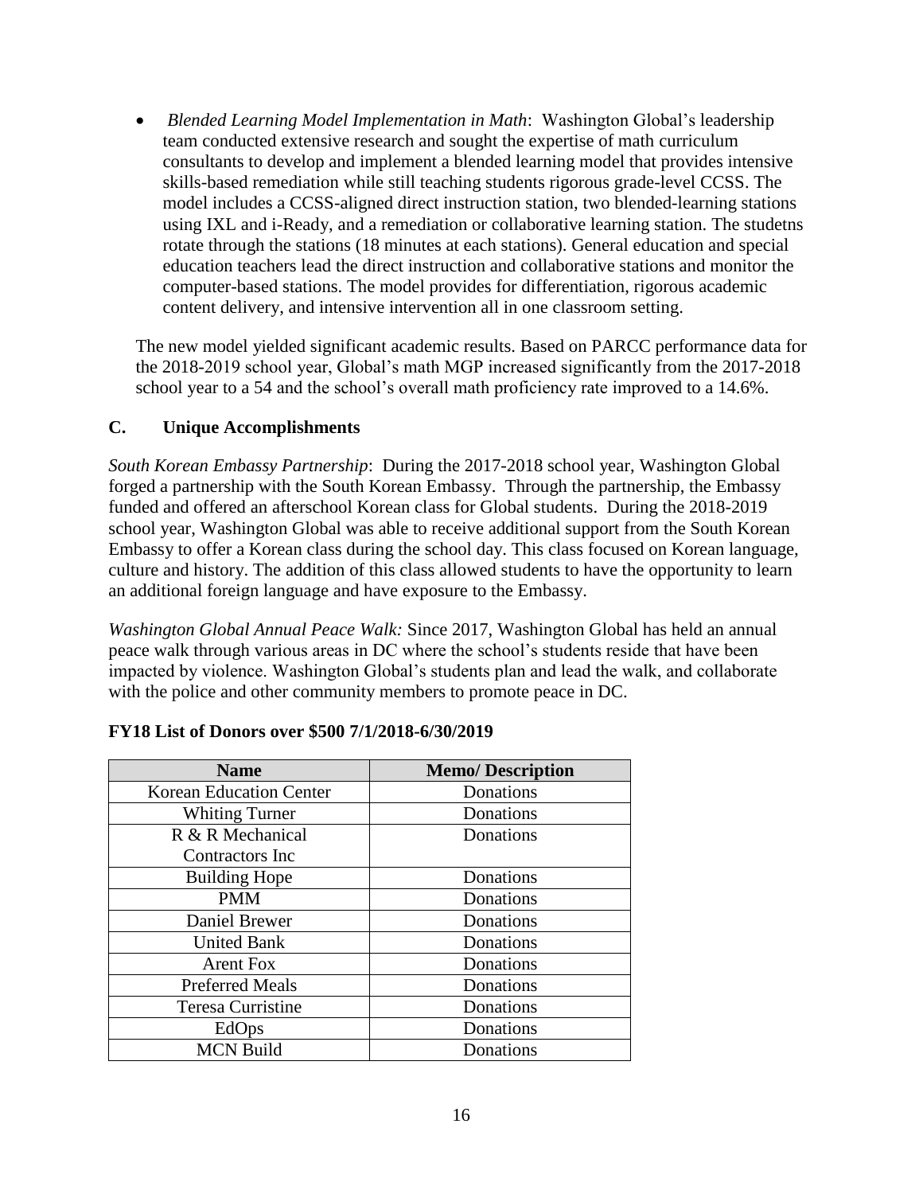- *Blended Learning Model Implementation in Math*: Washington Global's leadership team conducted extensive research and sought the expertise of math curriculum consultants to develop and implement a blended learning model that provides intensive skills-based remediation while still teaching students rigorous grade-level CCSS. The model includes a CCSS-aligned direct instruction station, two blended-learning stations using IXL and i-Ready, and a remediation or collaborative learning station. The studetns rotate through the stations (18 minutes at each stations). General education and special education teachers lead the direct instruction and collaborative stations and monitor the computer-based stations. The model provides for differentiation, rigorous academic content delivery, and intensive intervention all in one classroom setting.

The new model yielded significant academic results. Based on PARCC performance data for the 2018-2019 school year, Global's math MGP increased significantly from the 2017-2018 school year to a 54 and the school's overall math proficiency rate improved to a 14.6%.

### C. Unique Accomplishments

*South Korean Embassy Partnership*: During the 2017-2018 school year, Washington Global forged a partnership with the South Korean Embassy. Through the partnership, the Embassy funded and offered an afterschool Korean class for Global students. During the 2018-2019 school year, Washington Global was able to receive additional support from the South Korean Embassy to offer a Korean class during the school day. This class focused on Korean language, culture and history. The addition of this class allowed students to have the opportunity to learn an additional foreign language and have exposure to the Embassy.

*Washington Global Annual Peace Walk:* Since 2017, Washington Global has held an annual peace walk through various areas in DC where the school's students reside that have been impacted by violence. Washington Global's students plan and lead the walk, and collaborate with the police and other community members to promote peace in DC.

**FY18 List of Donors over $500 7/1/2018-6/30/2019**

| Name | Memo/ Description |
|---|---|
| Korean Education Center | Donations |
| Whiting Turner | Donations |
| R & R Mechanical Contractors Inc | Donations |
| Building Hope | Donations |
| PMM | Donations |
| Daniel Brewer | Donations |
| United Bank | Donations |
| Arent Fox | Donations |
| Preferred Meals | Donations |
| Teresa Curristine | Donations |
| EdOps | Donations |
| MCN Build | Donations |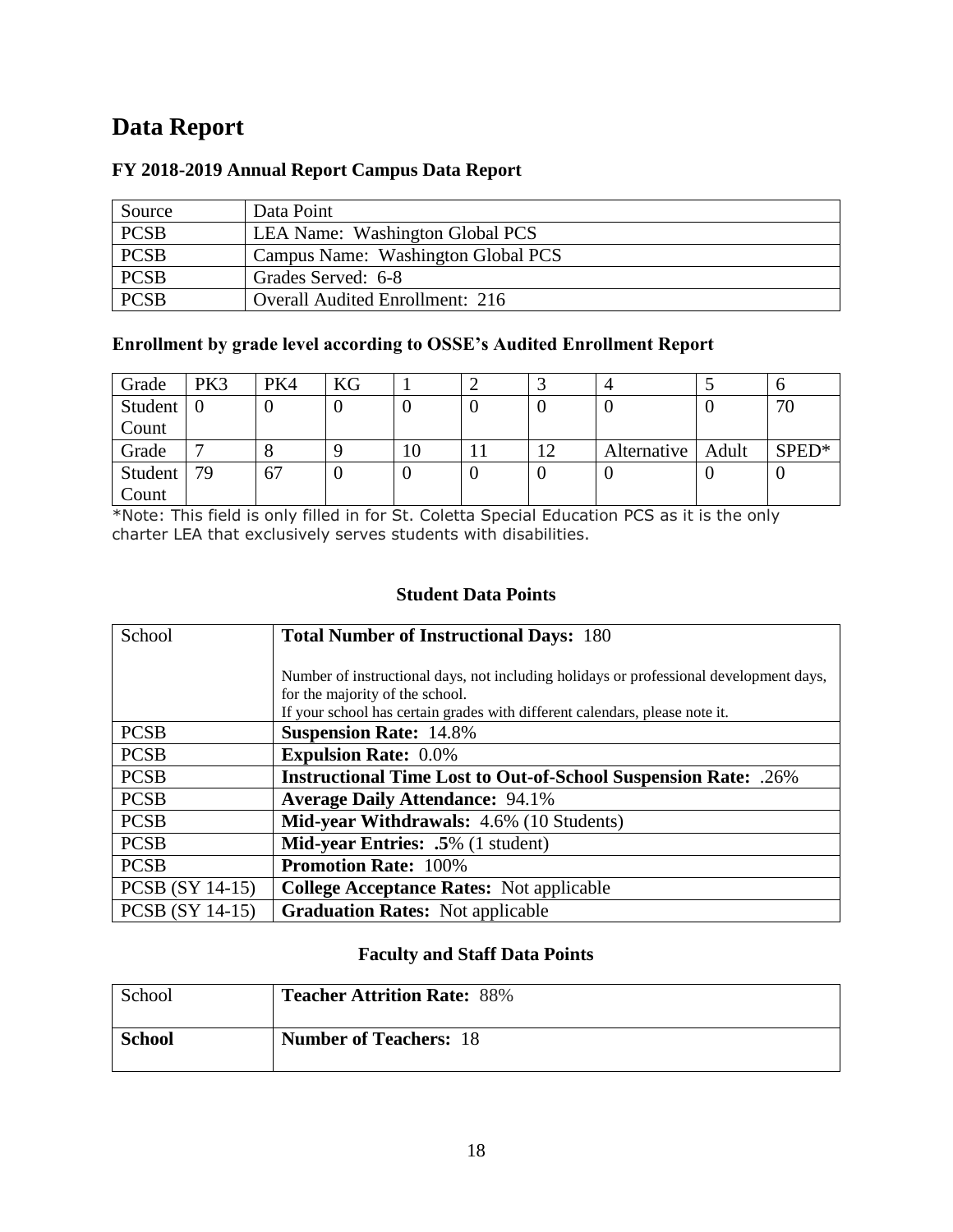# Data Report

### FY 2018-2019 Annual Report Campus Data Report

| Source | Data Point |
|---|---|
| PCSB | LEA Name: Washington Global PCS |
| PCSB | Campus Name: Washington Global PCS |
| PCSB | Grades Served: 6-8 |
| PCSB | Overall Audited Enrollment: 216 |

### Enrollment by grade level according to OSSE's Audited Enrollment Report

| Grade | PK3 | PK4 | KG | 1 | 2 | 3 | 4 | 5 | 6 |
|---|---|---|---|---|---|---|---|---|---|
| Student Count | 0 | 0 | 0 | 0 | 0 | 0 | 0 | 0 | 70 |
| Grade | 7 | 8 | 9 | 10 | 11 | 12 | Alternative | Adult | SPED* |
| Student Count | 79 | 67 | 0 | 0 | 0 | 0 | 0 | 0 | 0 |

*Note: This field is only filled in for St. Coletta Special Education PCS as it is the only charter LEA that exclusively serves students with disabilities.

### Student Data Points

| School | **Total Number of Instructional Days:** 180<br><br>Number of instructional days, not including holidays or professional development days, for the majority of the school.<br>If your school has certain grades with different calendars, please note it. |
|---|---|
| PCSB | **Suspension Rate:** 14.8% |
| PCSB | **Expulsion Rate:** 0.0% |
| PCSB | **Instructional Time Lost to Out-of-School Suspension Rate:** .26% |
| PCSB | **Average Daily Attendance:** 94.1% |
| PCSB | **Mid-year Withdrawals:** 4.6% (10 Students) |
| PCSB | **Mid-year Entries: .5**% (1 student) |
| PCSB | **Promotion Rate:** 100% |
| PCSB (SY 14-15) | **College Acceptance Rates:** Not applicable |
| PCSB (SY 14-15) | **Graduation Rates:** Not applicable |

### Faculty and Staff Data Points

| School | **Teacher Attrition Rate:** 88% |
|---|---|
| **School** | **Number of Teachers:** 18 |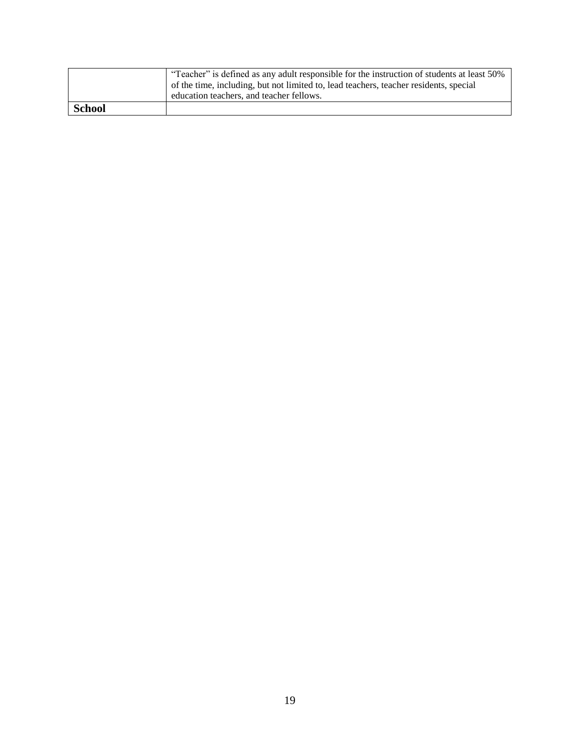| | |
|---|---|
| | "Teacher" is defined as any adult responsible for the instruction of students at least 50% of the time, including, but not limited to, lead teachers, teacher residents, special education teachers, and teacher fellows. |
| **School** | |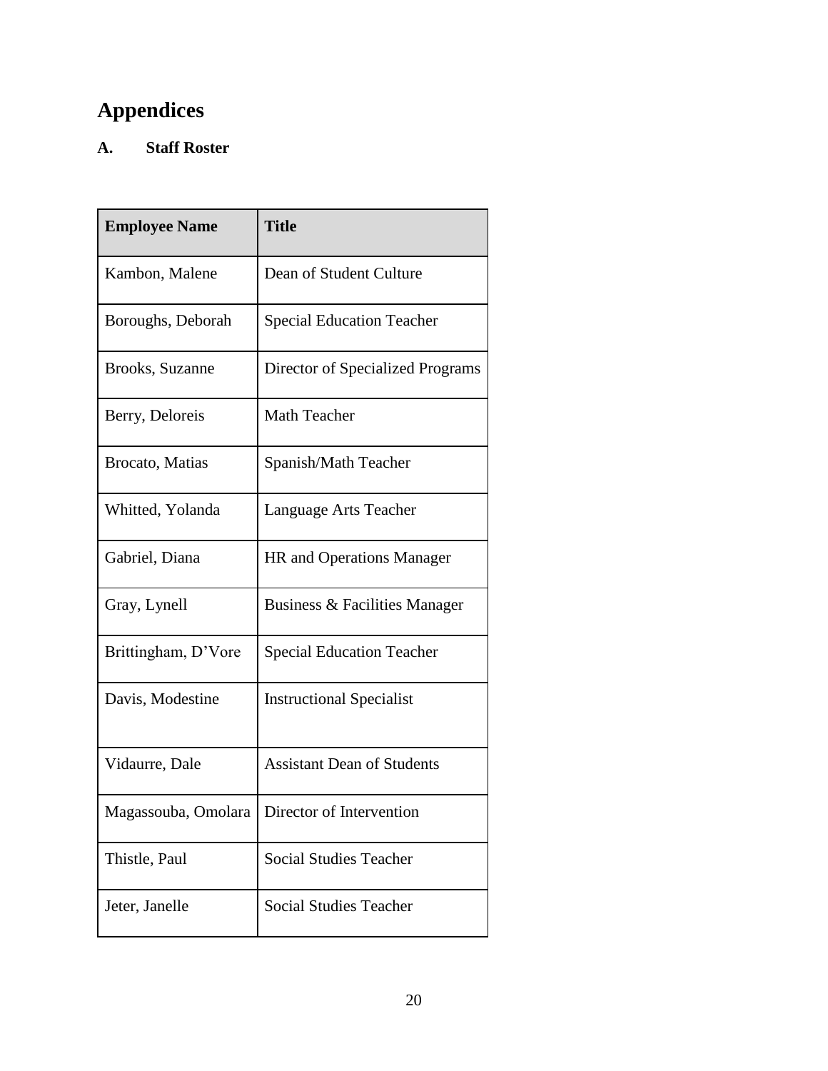# Appendices

### A. Staff Roster

| Employee Name | Title |
|---|---|
| Kambon, Malene | Dean of Student Culture |
| Boroughs, Deborah | Special Education Teacher |
| Brooks, Suzanne | Director of Specialized Programs |
| Berry, Deloreis | Math Teacher |
| Brocato, Matias | Spanish/Math Teacher |
| Whitted, Yolanda | Language Arts Teacher |
| Gabriel, Diana | HR and Operations Manager |
| Gray, Lynell | Business & Facilities Manager |
| Brittingham, D'Vore | Special Education Teacher |
| Davis, Modestine | Instructional Specialist |
| Vidaurre, Dale | Assistant Dean of Students |
| Magassouba, Omolara | Director of Intervention |
| Thistle, Paul | Social Studies Teacher |
| Jeter, Janelle | Social Studies Teacher |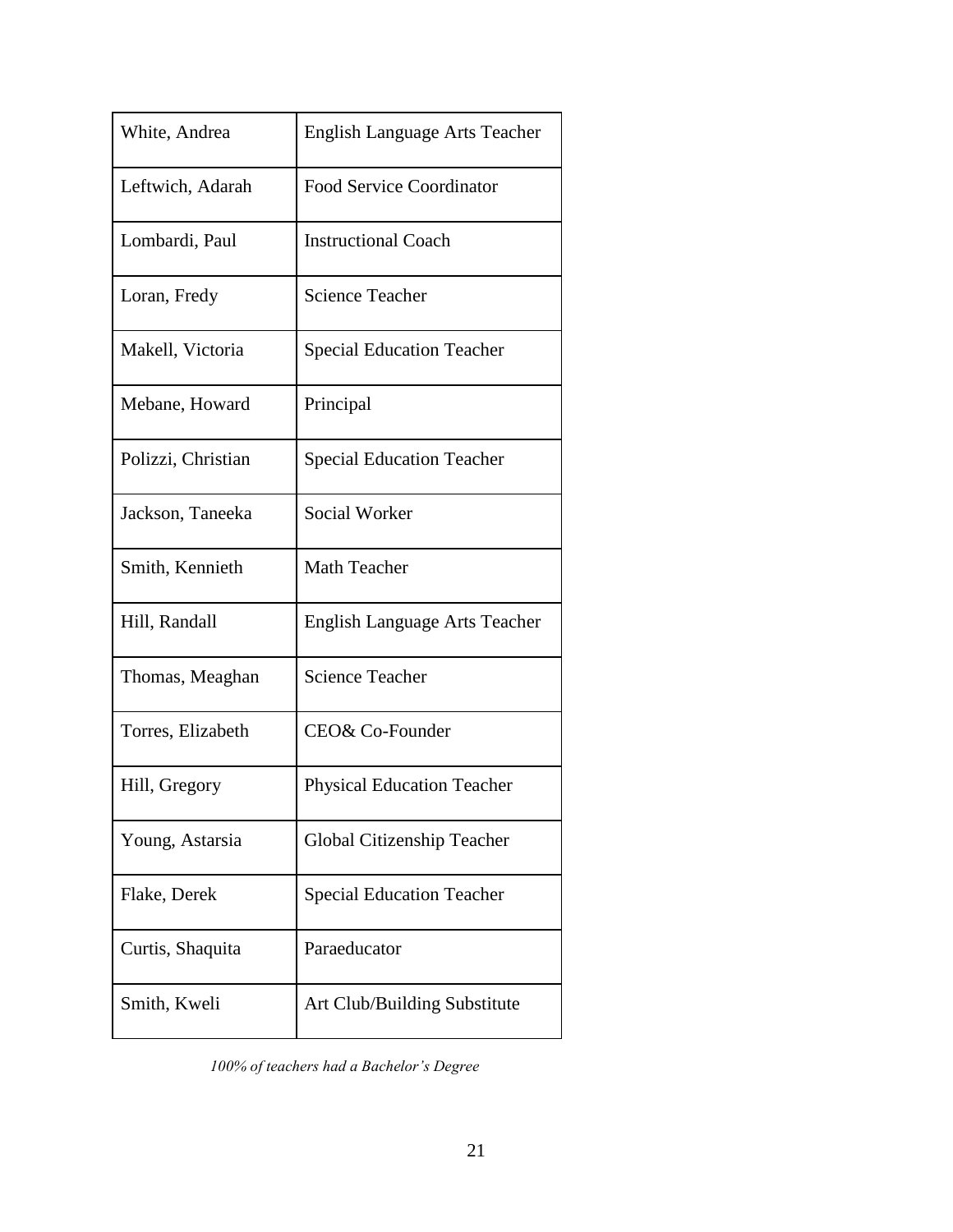| | |
|---|---|
| White, Andrea | English Language Arts Teacher |
| Leftwich, Adarah | Food Service Coordinator |
| Lombardi, Paul | Instructional Coach |
| Loran, Fredy | Science Teacher |
| Makell, Victoria | Special Education Teacher |
| Mebane, Howard | Principal |
| Polizzi, Christian | Special Education Teacher |
| Jackson, Taneeka | Social Worker |
| Smith, Kennieth | Math Teacher |
| Hill, Randall | English Language Arts Teacher |
| Thomas, Meaghan | Science Teacher |
| Torres, Elizabeth | CEO& Co-Founder |
| Hill, Gregory | Physical Education Teacher |
| Young, Astarsia | Global Citizenship Teacher |
| Flake, Derek | Special Education Teacher |
| Curtis, Shaquita | Paraeducator |
| Smith, Kweli | Art Club/Building Substitute |

*100% of teachers had a Bachelor's Degree*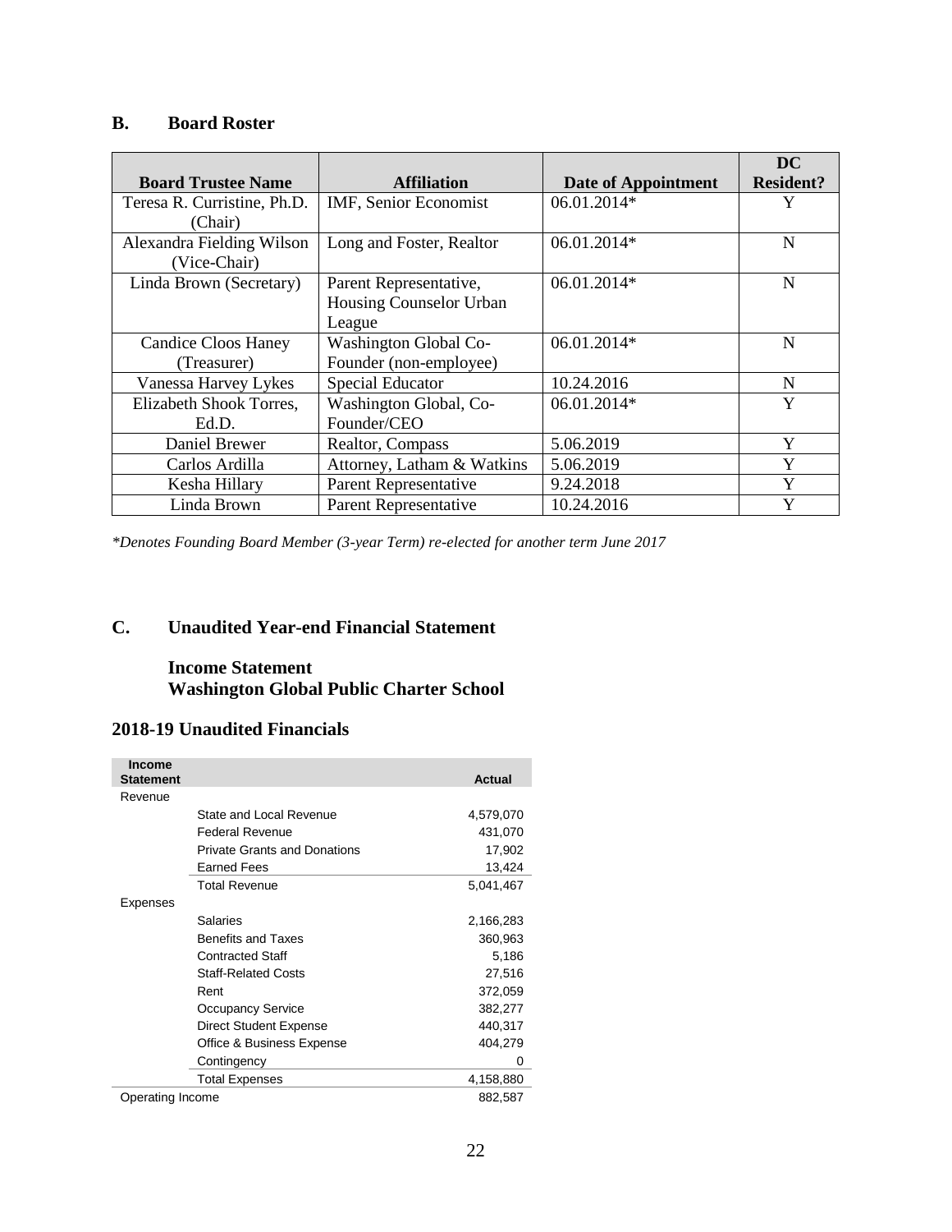## B. Board Roster

| Board Trustee Name | Affiliation | Date of Appointment | DC Resident? |
|---|---|---|---|
| Teresa R. Curristine, Ph.D. (Chair) | IMF, Senior Economist | 06.01.2014* | Y |
| Alexandra Fielding Wilson (Vice-Chair) | Long and Foster, Realtor | 06.01.2014* | N |
| Linda Brown (Secretary) | Parent Representative, Housing Counselor Urban League | 06.01.2014* | N |
| Candice Cloos Haney (Treasurer) | Washington Global Co-Founder (non-employee) | 06.01.2014* | N |
| Vanessa Harvey Lykes | Special Educator | 10.24.2016 | N |
| Elizabeth Shook Torres, Ed.D. | Washington Global, Co-Founder/CEO | 06.01.2014* | Y |
| Daniel Brewer | Realtor, Compass | 5.06.2019 | Y |
| Carlos Ardilla | Attorney, Latham & Watkins | 5.06.2019 | Y |
| Kesha Hillary | Parent Representative | 9.24.2018 | Y |
| Linda Brown | Parent Representative | 10.24.2016 | Y |

*\*Denotes Founding Board Member (3-year Term) re-elected for another term June 2017*

## C. Unaudited Year-end Financial Statement

### Income Statement
### Washington Global Public Charter School

## 2018-19 Unaudited Financials

| Income Statement | | Actual |
|---|---|---|
| Revenue | | |
| | State and Local Revenue | 4,579,070 |
| | Federal Revenue | 431,070 |
| | Private Grants and Donations | 17,902 |
| | Earned Fees | 13,424 |
| | Total Revenue | 5,041,467 |
| Expenses | | |
| | Salaries | 2,166,283 |
| | Benefits and Taxes | 360,963 |
| | Contracted Staff | 5,186 |
| | Staff-Related Costs | 27,516 |
| | Rent | 372,059 |
| | Occupancy Service | 382,277 |
| | Direct Student Expense | 440,317 |
| | Office & Business Expense | 404,279 |
| | Contingency | 0 |
| | Total Expenses | 4,158,880 |
| Operating Income | | 882,587 |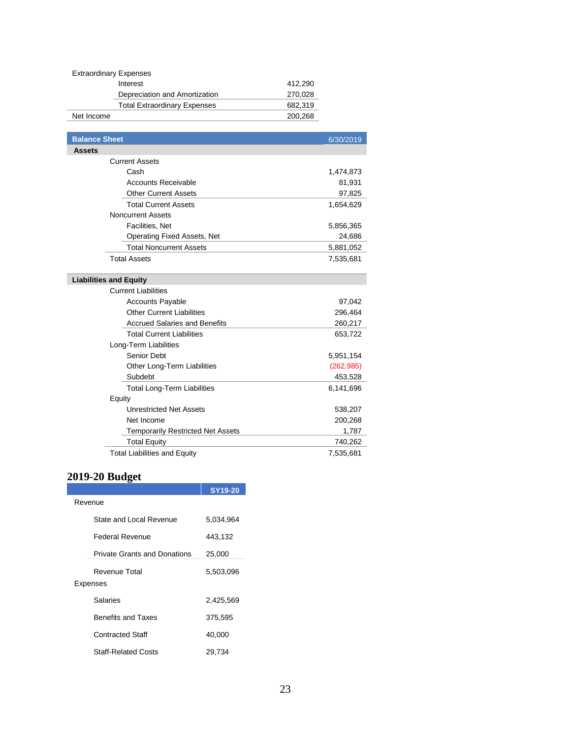| Extraordinary Expenses | |
|---|---|
| Interest | 412,290 |
| Depreciation and Amortization | 270,028 |
| Total Extraordinary Expenses | 682,319 |
| Net Income | 200,268 |

| Balance Sheet | 6/30/2019 |
|---|---|
| **Assets** | |
| Current Assets | |
| Cash | 1,474,873 |
| Accounts Receivable | 81,931 |
| Other Current Assets | 97,825 |
| Total Current Assets | 1,654,629 |
| Noncurrent Assets | |
| Facilities, Net | 5,856,365 |
| Operating Fixed Assets, Net | 24,686 |
| Total Noncurrent Assets | 5,881,052 |
| Total Assets | 7,535,681 |
| **Liabilities and Equity** | |
| Current Liabilities | |
| Accounts Payable | 97,042 |
| Other Current Liabilities | 296,464 |
| Accrued Salaries and Benefits | 260,217 |
| Total Current Liabilities | 653,722 |
| Long-Term Liabilities | |
| Senior Debt | 5,951,154 |
| Other Long-Term Liabilities | (262,985) |
| Subdebt | 453,528 |
| Total Long-Term Liabilities | 6,141,696 |
| Equity | |
| Unrestricted Net Assets | 538,207 |
| Net Income | 200,268 |
| Temporarily Restricted Net Assets | 1,787 |
| Total Equity | 740,262 |
| Total Liabilities and Equity | 7,535,681 |

## 2019-20 Budget

| | SY19-20 |
|---|---|
| Revenue | |
| State and Local Revenue | 5,034,964 |
| Federal Revenue | 443,132 |
| Private Grants and Donations | 25,000 |
| Revenue Total | 5,503,096 |
| Expenses | |
| Salaries | 2,425,569 |
| Benefits and Taxes | 375,595 |
| Contracted Staff | 40,000 |
| Staff-Related Costs | 29,734 |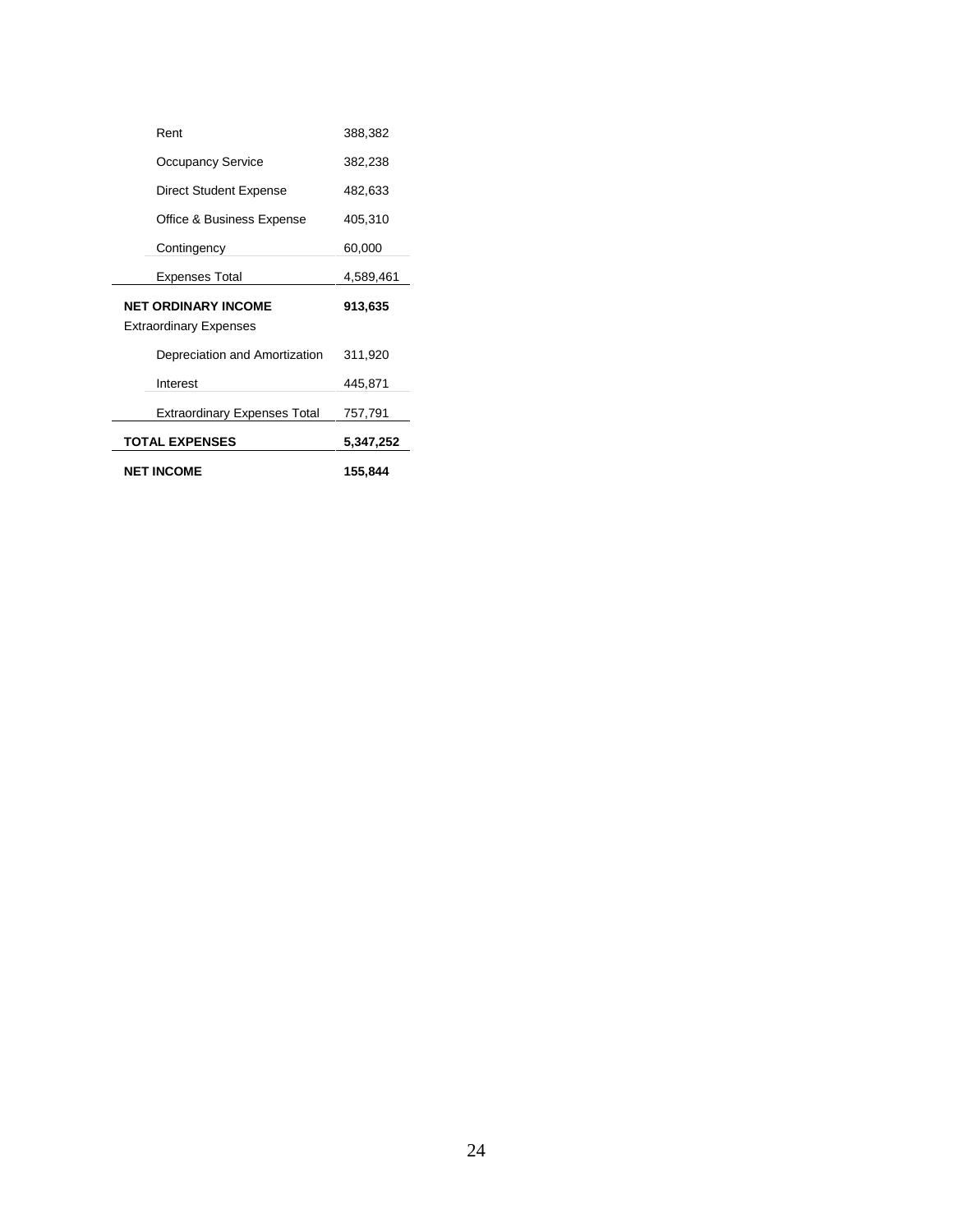| | |
|---|---|
| Rent | 388,382 |
| Occupancy Service | 382,238 |
| Direct Student Expense | 482,633 |
| Office & Business Expense | 405,310 |
| Contingency | 60,000 |
| Expenses Total | 4,589,461 |
| **NET ORDINARY INCOME** | **913,635** |
| Extraordinary Expenses | |
| Depreciation and Amortization | 311,920 |
| Interest | 445,871 |
| Extraordinary Expenses Total | 757,791 |
| **TOTAL EXPENSES** | **5,347,252** |
| **NET INCOME** | **155,844** |